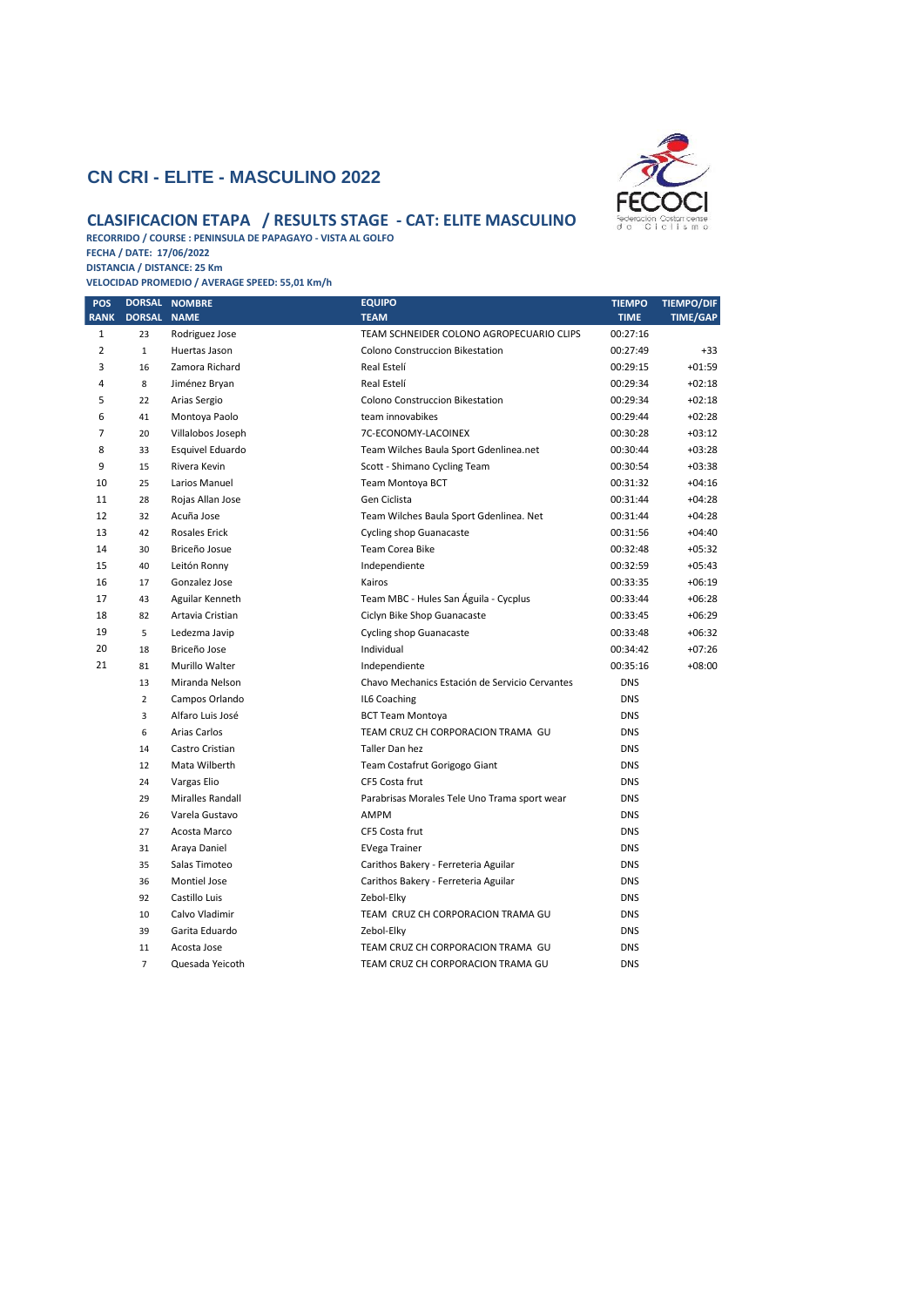# CN CRI - ELITE - MASCULINO 2022

## CLASIFICACION ETAPA / RESULTS STAGE - CAT: ELITE MASCULINO

**RECORRIDO / COURSE : PENINSULA DE PAPAGAYO - VISTA AL GOLFO**
**FECHA / DATE: 17/06/2022**
**DISTANCIA / DISTANCE: 25 Km**
**VELOCIDAD PROMEDIO / AVERAGE SPEED: 55,01 Km/h**

| POS RANK | DORSAL DORSAL | NOMBRE NAME | EQUIPO TEAM | TIEMPO TIME | TIEMPO/DIF TIME/GAP |
|---|---|---|---|---|---|
| 1 | 23 | Rodriguez Jose | TEAM SCHNEIDER COLONO AGROPECUARIO CLIPS | 00:27:16 | |
| 2 | 1 | Huertas Jason | Colono Construccion Bikestation | 00:27:49 | +33 |
| 3 | 16 | Zamora Richard | Real Estelí | 00:29:15 | +01:59 |
| 4 | 8 | Jiménez Bryan | Real Estelí | 00:29:34 | +02:18 |
| 5 | 22 | Arias Sergio | Colono Construccion Bikestation | 00:29:34 | +02:18 |
| 6 | 41 | Montoya Paolo | team innovabikes | 00:29:44 | +02:28 |
| 7 | 20 | Villalobos Joseph | 7C-ECONOMY-LACOINEX | 00:30:28 | +03:12 |
| 8 | 33 | Esquivel Eduardo | Team Wilches Baula Sport Gdenlinea.net | 00:30:44 | +03:28 |
| 9 | 15 | Rivera Kevin | Scott - Shimano Cycling Team | 00:30:54 | +03:38 |
| 10 | 25 | Larios Manuel | Team Montoya BCT | 00:31:32 | +04:16 |
| 11 | 28 | Rojas Allan Jose | Gen Ciclista | 00:31:44 | +04:28 |
| 12 | 32 | Acuña Jose | Team Wilches Baula Sport Gdenlinea. Net | 00:31:44 | +04:28 |
| 13 | 42 | Rosales Erick | Cycling shop Guanacaste | 00:31:56 | +04:40 |
| 14 | 30 | Briceño Josue | Team Corea Bike | 00:32:48 | +05:32 |
| 15 | 40 | Leitón Ronny | Independiente | 00:32:59 | +05:43 |
| 16 | 17 | Gonzalez Jose | Kairos | 00:33:35 | +06:19 |
| 17 | 43 | Aguilar Kenneth | Team MBC - Hules San Águila - Cycplus | 00:33:44 | +06:28 |
| 18 | 82 | Artavia Cristian | Ciclyn Bike Shop Guanacaste | 00:33:45 | +06:29 |
| 19 | 5 | Ledezma Javip | Cycling shop Guanacaste | 00:33:48 | +06:32 |
| 20 | 18 | Briceño Jose | Individual | 00:34:42 | +07:26 |
| 21 | 81 | Murillo Walter | Independiente | 00:35:16 | +08:00 |
| | 13 | Miranda Nelson | Chavo Mechanics Estación de Servicio Cervantes | DNS | |
| | 2 | Campos Orlando | IL6 Coaching | DNS | |
| | 3 | Alfaro Luis José | BCT Team Montoya | DNS | |
| | 6 | Arias Carlos | TEAM CRUZ CH CORPORACION TRAMA GU | DNS | |
| | 14 | Castro Cristian | Taller Dan hez | DNS | |
| | 12 | Mata Wilberth | Team Costafrut Gorigogo Giant | DNS | |
| | 24 | Vargas Elio | CF5 Costa frut | DNS | |
| | 29 | Miralles Randall | Parabrisas Morales Tele Uno Trama sport wear | DNS | |
| | 26 | Varela Gustavo | AMPM | DNS | |
| | 27 | Acosta Marco | CF5 Costa frut | DNS | |
| | 31 | Araya Daniel | EVega Trainer | DNS | |
| | 35 | Salas Timoteo | Carithos Bakery - Ferreteria Aguilar | DNS | |
| | 36 | Montiel Jose | Carithos Bakery - Ferreteria Aguilar | DNS | |
| | 92 | Castillo Luis | Zebol-Elky | DNS | |
| | 10 | Calvo Vladimir | TEAM CRUZ CH CORPORACION TRAMA GU | DNS | |
| | 39 | Garita Eduardo | Zebol-Elky | DNS | |
| | 11 | Acosta Jose | TEAM CRUZ CH CORPORACION TRAMA GU | DNS | |
| | 7 | Quesada Yeicoth | TEAM CRUZ CH CORPORACION TRAMA GU | DNS | |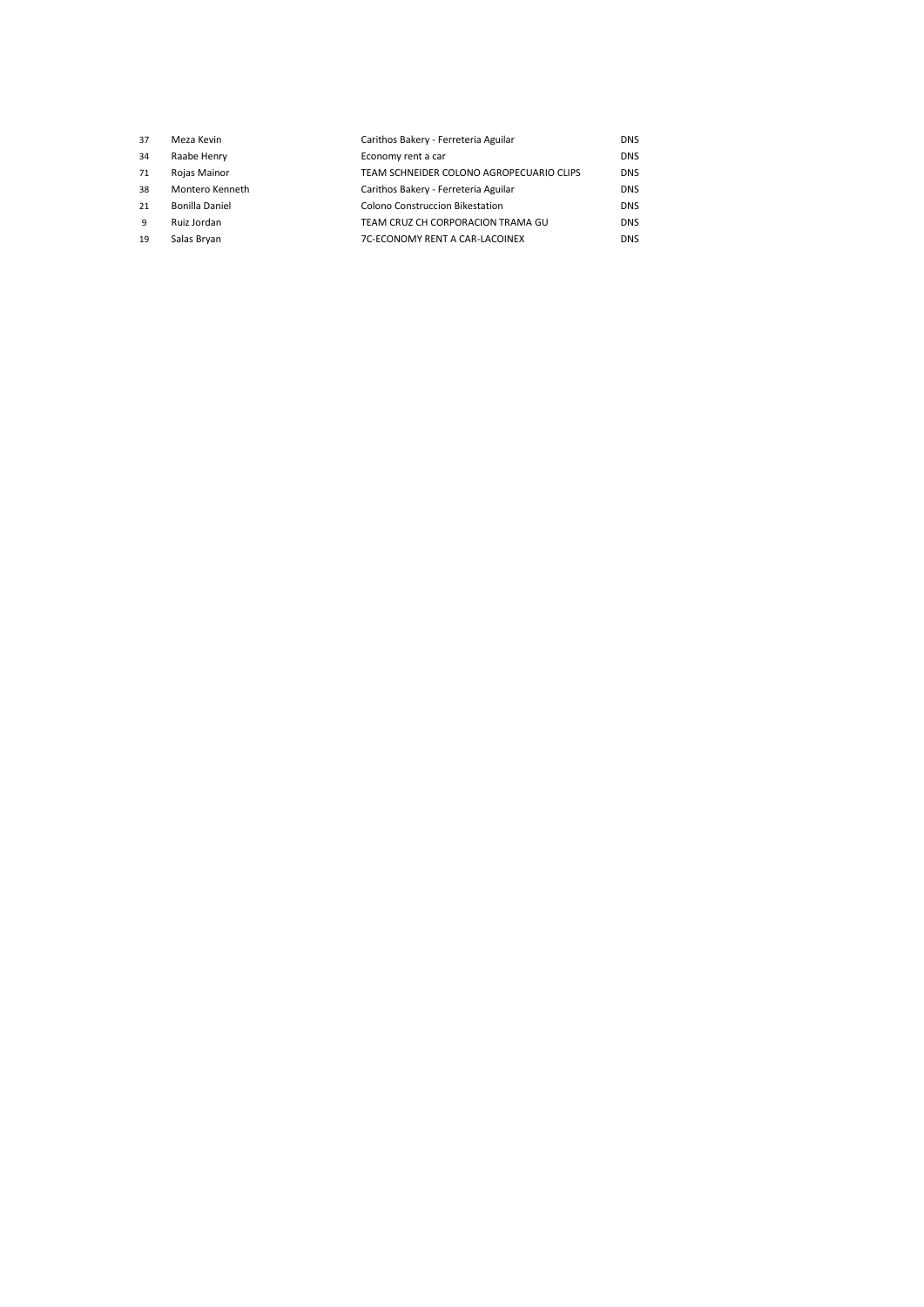| | | | |
|---|---|---|---|
| 37 | Meza Kevin | Carithos Bakery - Ferreteria Aguilar | DNS |
| 34 | Raabe Henry | Economy rent a car | DNS |
| 71 | Rojas Mainor | TEAM SCHNEIDER COLONO AGROPECUARIO CLIPS | DNS |
| 38 | Montero Kenneth | Carithos Bakery - Ferreteria Aguilar | DNS |
| 21 | Bonilla Daniel | Colono Construccion Bikestation | DNS |
| 9 | Ruiz Jordan | TEAM CRUZ CH CORPORACION TRAMA GU | DNS |
| 19 | Salas Bryan | 7C-ECONOMY RENT A CAR-LACOINEX | DNS |